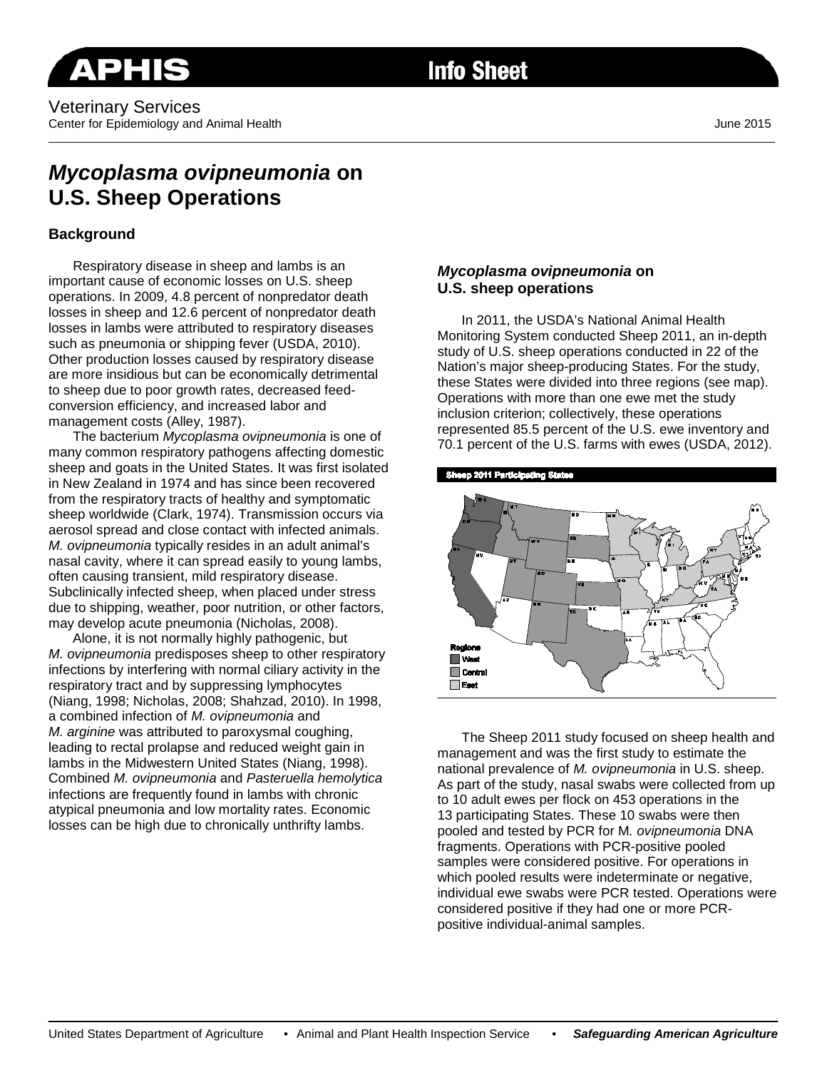# APHIS Info Sheet

Veterinary Services
Center for Epidemiology and Animal Health

June 2015

# *Mycoplasma ovipneumonia* on U.S. Sheep Operations

## Background

Respiratory disease in sheep and lambs is an important cause of economic losses on U.S. sheep operations. In 2009, 4.8 percent of nonpredator death losses in sheep and 12.6 percent of nonpredator death losses in lambs were attributed to respiratory diseases such as pneumonia or shipping fever (USDA, 2010). Other production losses caused by respiratory disease are more insidious but can be economically detrimental to sheep due to poor growth rates, decreased feed-conversion efficiency, and increased labor and management costs (Alley, 1987).

The bacterium *Mycoplasma ovipneumonia* is one of many common respiratory pathogens affecting domestic sheep and goats in the United States. It was first isolated in New Zealand in 1974 and has since been recovered from the respiratory tracts of healthy and symptomatic sheep worldwide (Clark, 1974). Transmission occurs via aerosol spread and close contact with infected animals. *M. ovipneumonia* typically resides in an adult animal's nasal cavity, where it can spread easily to young lambs, often causing transient, mild respiratory disease. Subclinically infected sheep, when placed under stress due to shipping, weather, poor nutrition, or other factors, may develop acute pneumonia (Nicholas, 2008).

Alone, it is not normally highly pathogenic, but *M. ovipneumonia* predisposes sheep to other respiratory infections by interfering with normal ciliary activity in the respiratory tract and by suppressing lymphocytes (Niang, 1998; Nicholas, 2008; Shahzad, 2010). In 1998, a combined infection of *M. ovipneumonia* and *M. arginine* was attributed to paroxysmal coughing, leading to rectal prolapse and reduced weight gain in lambs in the Midwestern United States (Niang, 1998). Combined *M. ovipneumonia* and *Pasteruella hemolytica* infections are frequently found in lambs with chronic atypical pneumonia and low mortality rates. Economic losses can be high due to chronically unthrifty lambs.

### *Mycoplasma ovipneumonia* on U.S. sheep operations

In 2011, the USDA's National Animal Health Monitoring System conducted Sheep 2011, an in-depth study of U.S. sheep operations conducted in 22 of the Nation's major sheep-producing States. For the study, these States were divided into three regions (see map). Operations with more than one ewe met the study inclusion criterion; collectively, these operations represented 85.5 percent of the U.S. ewe inventory and 70.1 percent of the U.S. farms with ewes (USDA, 2012).

**Sheep 2011 Participating States**

Regions: West, Central, East

The Sheep 2011 study focused on sheep health and management and was the first study to estimate the national prevalence of *M. ovipneumonia* in U.S. sheep. As part of the study, nasal swabs were collected from up to 10 adult ewes per flock on 453 operations in the 13 participating States. These 10 swabs were then pooled and tested by PCR for M*. ovipneumonia* DNA fragments. Operations with PCR-positive pooled samples were considered positive. For operations in which pooled results were indeterminate or negative, individual ewe swabs were PCR tested. Operations were considered positive if they had one or more PCR-positive individual-animal samples.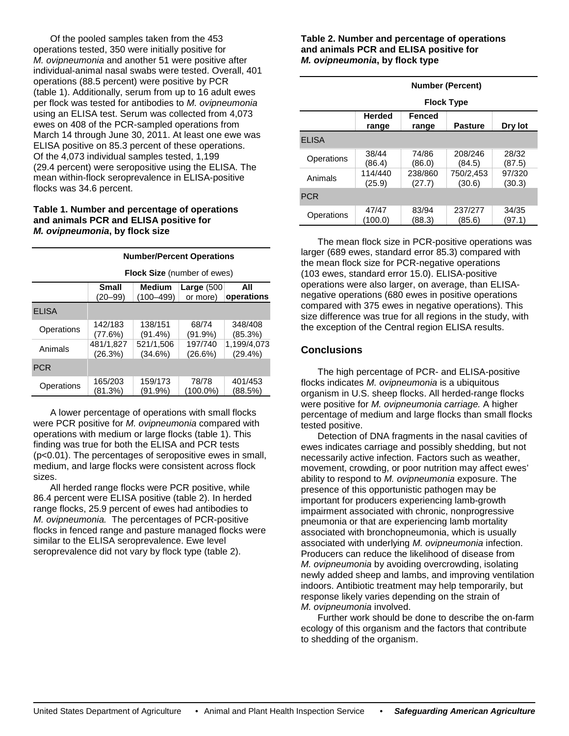Of the pooled samples taken from the 453 operations tested, 350 were initially positive for *M. ovipneumonia* and another 51 were positive after individual-animal nasal swabs were tested. Overall, 401 operations (88.5 percent) were positive by PCR (table 1). Additionally, serum from up to 16 adult ewes per flock was tested for antibodies to *M. ovipneumonia* using an ELISA test. Serum was collected from 4,073 ewes on 408 of the PCR-sampled operations from March 14 through June 30, 2011. At least one ewe was ELISA positive on 85.3 percent of these operations. Of the 4,073 individual samples tested, 1,199 (29.4 percent) were seropositive using the ELISA. The mean within-flock seroprevalence in ELISA-positive flocks was 34.6 percent.

**Table 1. Number and percentage of operations and animals PCR and ELISA positive for *M. ovipneumonia*, by flock size**

| | Number/Percent Operations | | | |
|---|---|---|---|---|
| | **Flock Size** (number of ewes) | | | |
| | **Small** (20–99) | **Medium** (100–499) | **Large** (500 or more) | **All operations** |
| ELISA | | | | |
| Operations | 142/183 (77.6%) | 138/151 (91.4%) | 68/74 (91.9%) | 348/408 (85.3%) |
| Animals | 481/1,827 (26.3%) | 521/1,506 (34.6%) | 197/740 (26.6%) | 1,199/4,073 (29.4%) |
| PCR | | | | |
| Operations | 165/203 (81.3%) | 159/173 (91.9%) | 78/78 (100.0%) | 401/453 (88.5%) |

A lower percentage of operations with small flocks were PCR positive for *M. ovipneumonia* compared with operations with medium or large flocks (table 1). This finding was true for both the ELISA and PCR tests ($p<0.01$). The percentages of seropositive ewes in small, medium, and large flocks were consistent across flock sizes.

All herded range flocks were PCR positive, while 86.4 percent were ELISA positive (table 2). In herded range flocks, 25.9 percent of ewes had antibodies to *M. ovipneumonia.* The percentages of PCR-positive flocks in fenced range and pasture managed flocks were similar to the ELISA seroprevalence. Ewe level seroprevalence did not vary by flock type (table 2).

**Table 2. Number and percentage of operations and animals PCR and ELISA positive for *M. ovipneumonia*, by flock type**

| | Number (Percent) | | | |
|---|---|---|---|---|
| | Flock Type | | | |
| | **Herded range** | **Fenced range** | **Pasture** | **Dry lot** |
| ELISA | | | | |
| Operations | 38/44 (86.4) | 74/86 (86.0) | 208/246 (84.5) | 28/32 (87.5) |
| Animals | 114/440 (25.9) | 238/860 (27.7) | 750/2,453 (30.6) | 97/320 (30.3) |
| PCR | | | | |
| Operations | 47/47 (100.0) | 83/94 (88.3) | 237/277 (85.6) | 34/35 (97.1) |

The mean flock size in PCR-positive operations was larger (689 ewes, standard error 85.3) compared with the mean flock size for PCR-negative operations (103 ewes, standard error 15.0). ELISA-positive operations were also larger, on average, than ELISA-negative operations (680 ewes in positive operations compared with 375 ewes in negative operations). This size difference was true for all regions in the study, with the exception of the Central region ELISA results.

## Conclusions

The high percentage of PCR- and ELISA-positive flocks indicates *M. ovipneumonia* is a ubiquitous organism in U.S. sheep flocks. All herded-range flocks were positive for *M. ovipneumonia carriage.* A higher percentage of medium and large flocks than small flocks tested positive.

Detection of DNA fragments in the nasal cavities of ewes indicates carriage and possibly shedding, but not necessarily active infection. Factors such as weather, movement, crowding, or poor nutrition may affect ewes' ability to respond to *M. ovipneumonia* exposure. The presence of this opportunistic pathogen may be important for producers experiencing lamb-growth impairment associated with chronic, nonprogressive pneumonia or that are experiencing lamb mortality associated with bronchopneumonia, which is usually associated with underlying *M. ovipneumonia* infection. Producers can reduce the likelihood of disease from *M. ovipneumonia* by avoiding overcrowding, isolating newly added sheep and lambs, and improving ventilation indoors. Antibiotic treatment may help temporarily, but response likely varies depending on the strain of *M. ovipneumonia* involved.

Further work should be done to describe the on-farm ecology of this organism and the factors that contribute to shedding of the organism.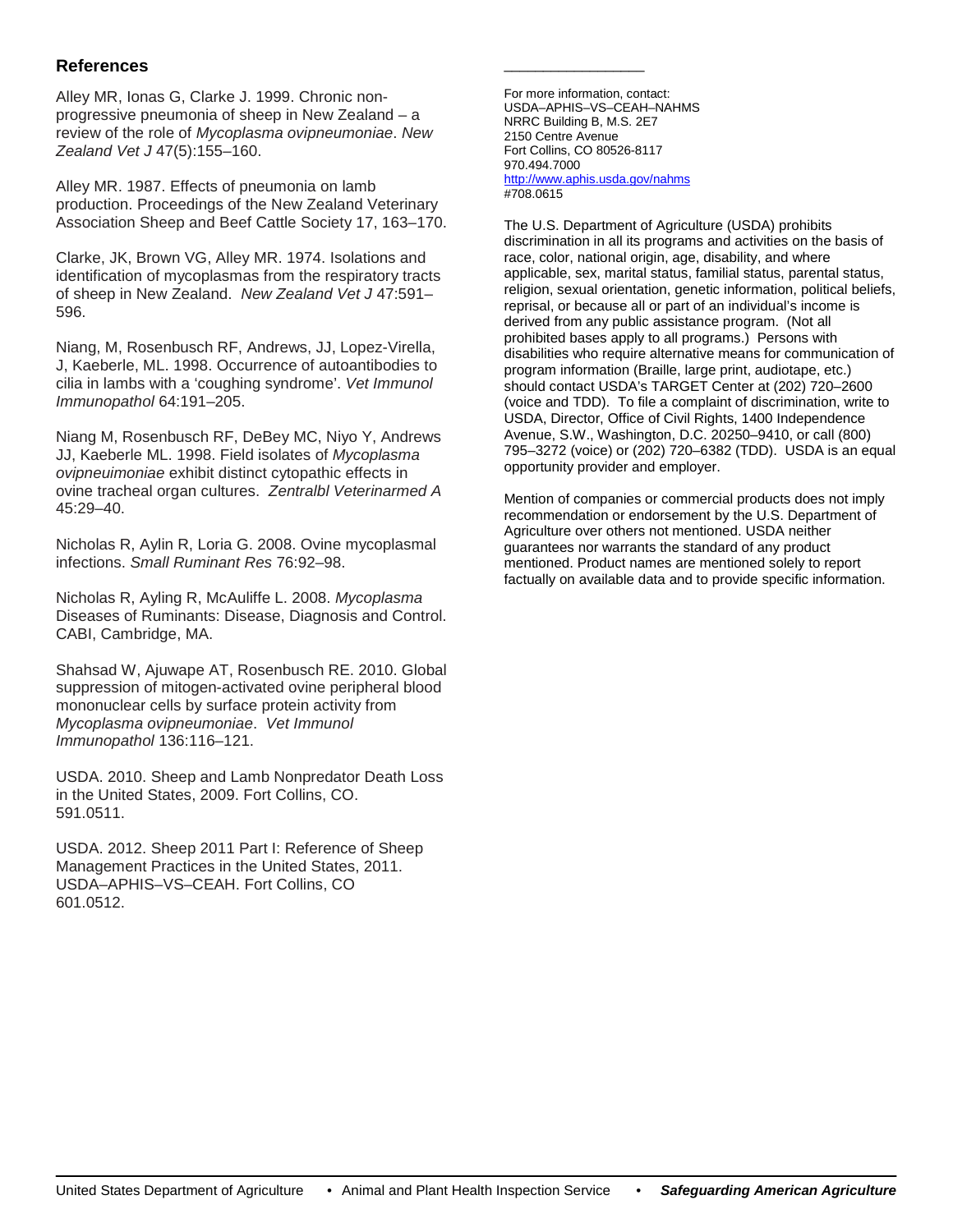## References

Alley MR, Ionas G, Clarke J. 1999. Chronic non-progressive pneumonia of sheep in New Zealand – a review of the role of *Mycoplasma ovipneumoniae*. *New Zealand Vet J* 47(5):155–160.

Alley MR. 1987. Effects of pneumonia on lamb production. Proceedings of the New Zealand Veterinary Association Sheep and Beef Cattle Society 17, 163–170.

Clarke, JK, Brown VG, Alley MR. 1974. Isolations and identification of mycoplasmas from the respiratory tracts of sheep in New Zealand. *New Zealand Vet J* 47:591–596.

Niang, M, Rosenbusch RF, Andrews, JJ, Lopez-Virella, J, Kaeberle, ML. 1998. Occurrence of autoantibodies to cilia in lambs with a 'coughing syndrome'. *Vet Immunol Immunopathol* 64:191–205.

Niang M, Rosenbusch RF, DeBey MC, Niyo Y, Andrews JJ, Kaeberle ML. 1998. Field isolates of *Mycoplasma ovipneuimoniae* exhibit distinct cytopathic effects in ovine tracheal organ cultures. *Zentralbl Veterinarmed A* 45:29–40.

Nicholas R, Aylin R, Loria G. 2008. Ovine mycoplasmal infections. *Small Ruminant Res* 76:92–98.

Nicholas R, Ayling R, McAuliffe L. 2008. *Mycoplasma* Diseases of Ruminants: Disease, Diagnosis and Control. CABI, Cambridge, MA.

Shahsad W, Ajuwape AT, Rosenbusch RE. 2010. Global suppression of mitogen-activated ovine peripheral blood mononuclear cells by surface protein activity from *Mycoplasma ovipneumoniae*. *Vet Immunol Immunopathol* 136:116–121.

USDA. 2010. Sheep and Lamb Nonpredator Death Loss in the United States, 2009. Fort Collins, CO. 591.0511.

USDA. 2012. Sheep 2011 Part I: Reference of Sheep Management Practices in the United States, 2011. USDA–APHIS–VS–CEAH. Fort Collins, CO 601.0512.

---

For more information, contact:
USDA–APHIS–VS–CEAH–NAHMS
NRRC Building B, M.S. 2E7
2150 Centre Avenue
Fort Collins, CO 80526-8117
970.494.7000
http://www.aphis.usda.gov/nahms
#708.0615

The U.S. Department of Agriculture (USDA) prohibits discrimination in all its programs and activities on the basis of race, color, national origin, age, disability, and where applicable, sex, marital status, familial status, parental status, religion, sexual orientation, genetic information, political beliefs, reprisal, or because all or part of an individual's income is derived from any public assistance program. (Not all prohibited bases apply to all programs.) Persons with disabilities who require alternative means for communication of program information (Braille, large print, audiotape, etc.) should contact USDA's TARGET Center at (202) 720–2600 (voice and TDD). To file a complaint of discrimination, write to USDA, Director, Office of Civil Rights, 1400 Independence Avenue, S.W., Washington, D.C. 20250–9410, or call (800) 795–3272 (voice) or (202) 720–6382 (TDD). USDA is an equal opportunity provider and employer.

Mention of companies or commercial products does not imply recommendation or endorsement by the U.S. Department of Agriculture over others not mentioned. USDA neither guarantees nor warrants the standard of any product mentioned. Product names are mentioned solely to report factually on available data and to provide specific information.